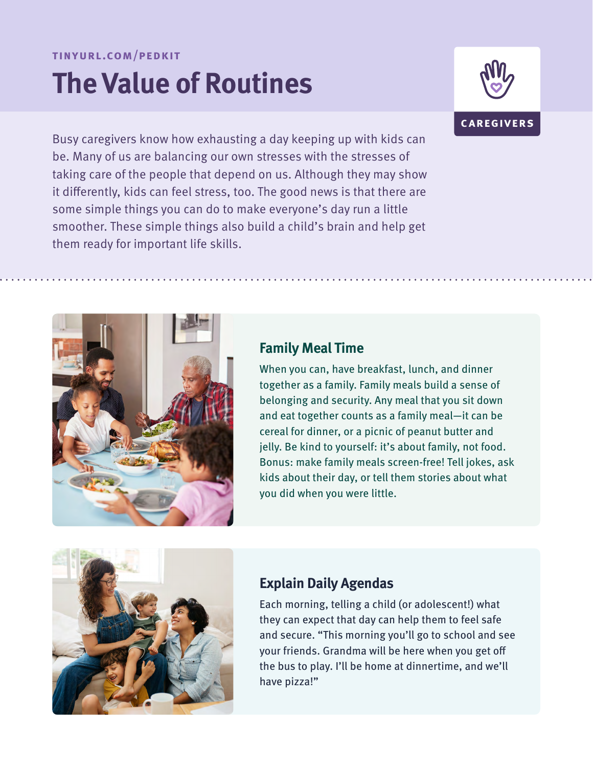TINYURL.COM/PEDKIT

# The Value of Routines

CAREGIVERS

Busy caregivers know how exhausting a day keeping up with kids can be. Many of us are balancing our own stresses with the stresses of taking care of the people that depend on us. Although they may show it differently, kids can feel stress, too. The good news is that there are some simple things you can do to make everyone's day run a little smoother. These simple things also build a child's brain and help get them ready for important life skills.

## Family Meal Time

When you can, have breakfast, lunch, and dinner together as a family. Family meals build a sense of belonging and security. Any meal that you sit down and eat together counts as a family meal—it can be cereal for dinner, or a picnic of peanut butter and jelly. Be kind to yourself: it's about family, not food. Bonus: make family meals screen-free! Tell jokes, ask kids about their day, or tell them stories about what you did when you were little.

## Explain Daily Agendas

Each morning, telling a child (or adolescent!) what they can expect that day can help them to feel safe and secure. "This morning you'll go to school and see your friends. Grandma will be here when you get off the bus to play. I'll be home at dinnertime, and we'll have pizza!"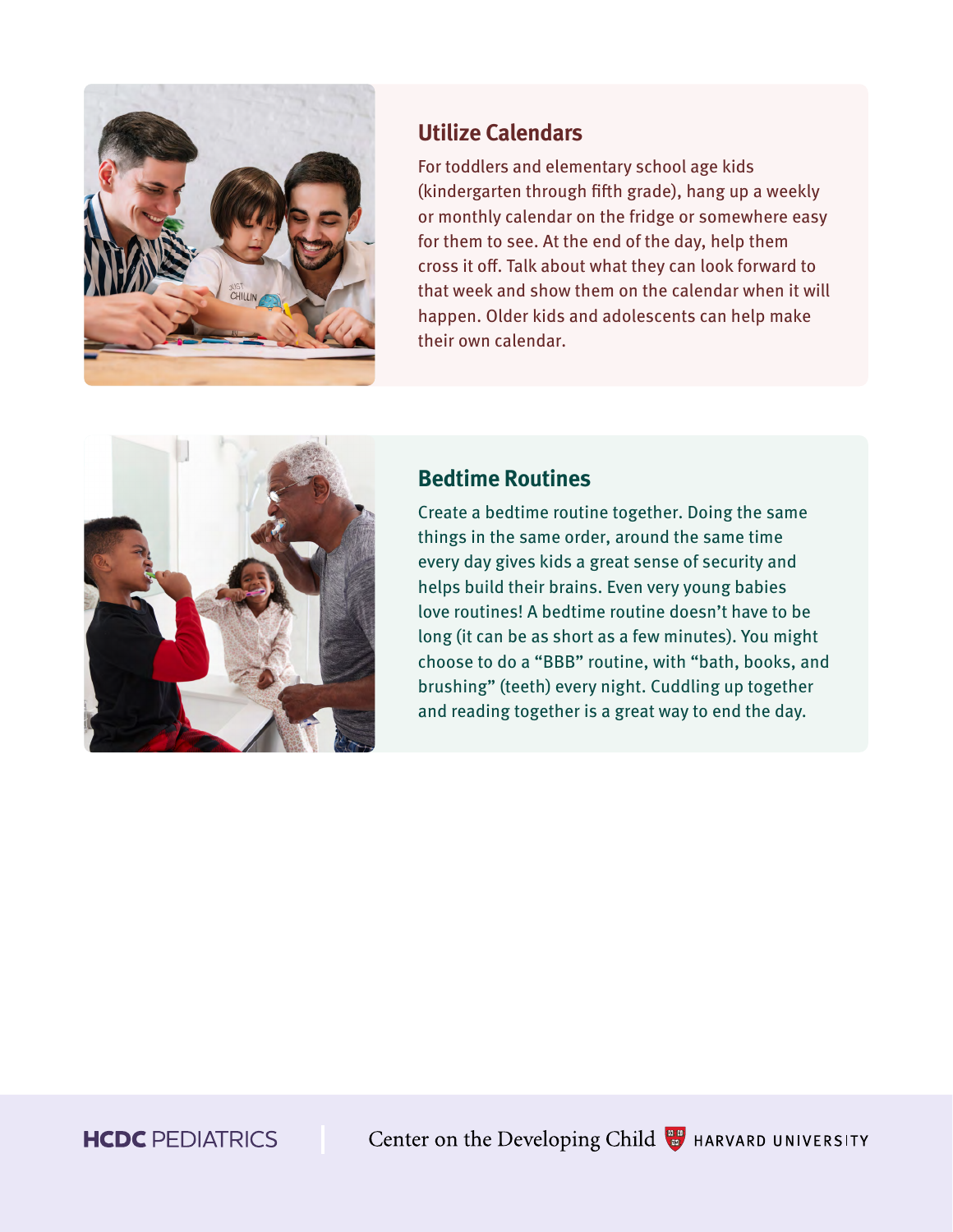## Utilize Calendars

For toddlers and elementary school age kids (kindergarten through fifth grade), hang up a weekly or monthly calendar on the fridge or somewhere easy for them to see. At the end of the day, help them cross it off. Talk about what they can look forward to that week and show them on the calendar when it will happen. Older kids and adolescents can help make their own calendar.

## Bedtime Routines

Create a bedtime routine together. Doing the same things in the same order, around the same time every day gives kids a great sense of security and helps build their brains. Even very young babies love routines! A bedtime routine doesn't have to be long (it can be as short as a few minutes). You might choose to do a "BBB" routine, with "bath, books, and brushing" (teeth) every night. Cuddling up together and reading together is a great way to end the day.

HCDC PEDIATRICS | Center on the Developing Child HARVARD UNIVERSITY